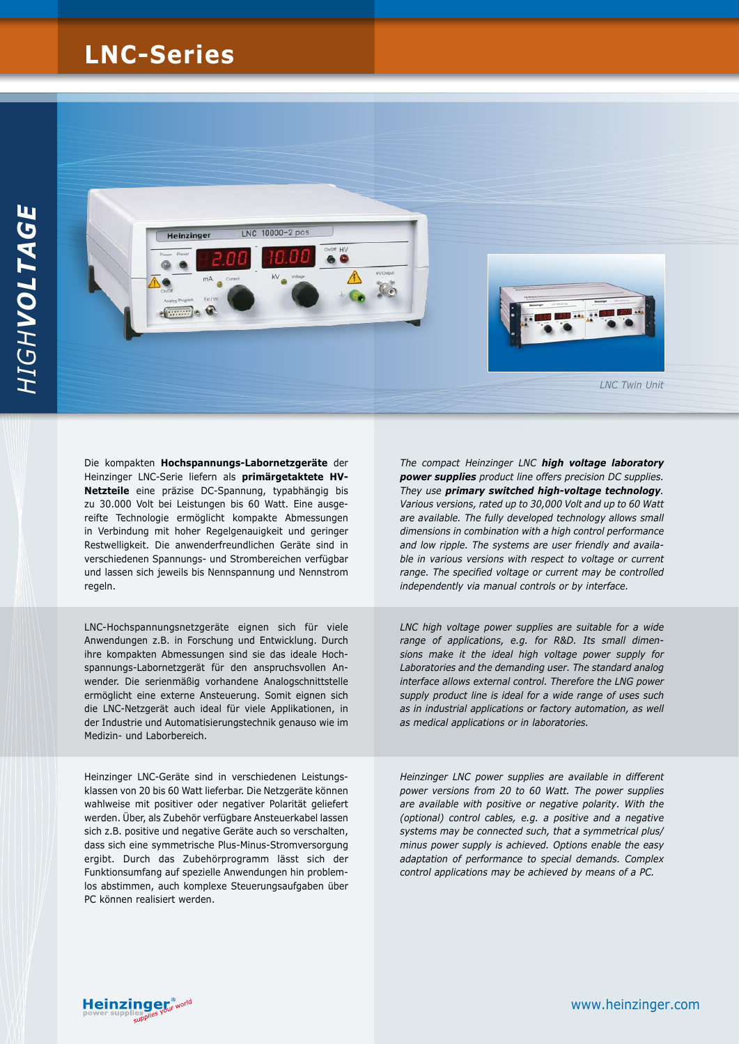# LNC-Series

HIGHVOLTAGE

LNC Twin Unit

Die kompakten **Hochspannungs-Labornetzgeräte** der Heinzinger LNC-Serie liefern als **primärgetaktete HV-Netzteile** eine präzise DC-Spannung, typabhängig bis zu 30.000 Volt bei Leistungen bis 60 Watt. Eine ausgereifte Technologie ermöglicht kompakte Abmessungen in Verbindung mit hoher Regelgenauigkeit und geringer Restwelligkeit. Die anwenderfreundlichen Geräte sind in verschiedenen Spannungs- und Strombereichen verfügbar und lassen sich jeweils bis Nennspannung und Nennstrom regeln.

*The compact Heinzinger LNC **high voltage laboratory power supplies** product line offers precision DC supplies. They use **primary switched high-voltage technology**. Various versions, rated up to 30,000 Volt and up to 60 Watt are available. The fully developed technology allows small dimensions in combination with a high control performance and low ripple. The systems are user friendly and available in various versions with respect to voltage or current range. The specified voltage or current may be controlled independently via manual controls or by interface.*

LNC-Hochspannungsnetzgeräte eignen sich für viele Anwendungen z.B. in Forschung und Entwicklung. Durch ihre kompakten Abmessungen sind sie das ideale Hochspannungs-Labornetzgerät für den anspruchsvollen Anwender. Die serienmäßig vorhandene Analogschnittstelle ermöglicht eine externe Ansteuerung. Somit eignen sich die LNC-Netzgerät auch ideal für viele Applikationen, in der Industrie und Automatisierungstechnik genauso wie im Medizin- und Laborbereich.

*LNC high voltage power supplies are suitable for a wide range of applications, e.g. for R&D. Its small dimensions make it the ideal high voltage power supply for Laboratories and the demanding user. The standard analog interface allows external control. Therefore the LNG power supply product line is ideal for a wide range of uses such as in industrial applications or factory automation, as well as medical applications or in laboratories.*

Heinzinger LNC-Geräte sind in verschiedenen Leistungsklassen von 20 bis 60 Watt lieferbar. Die Netzgeräte können wahlweise mit positiver oder negativer Polarität geliefert werden. Über, als Zubehör verfügbare Ansteuerkabel lassen sich z.B. positive und negative Geräte auch so verschalten, dass sich eine symmetrische Plus-Minus-Stromversorgung ergibt. Durch das Zubehörprogramm lässt sich der Funktionsumfang auf spezielle Anwendungen hin problemlos abstimmen, auch komplexe Steuerungsaufgaben über PC können realisiert werden.

*Heinzinger LNC power supplies are available in different power versions from 20 to 60 Watt. The power supplies are available with positive or negative polarity. With the (optional) control cables, e.g. a positive and a negative systems may be connected such, that a symmetrical plus/minus power supply is achieved. Options enable the easy adaptation of performance to special demands. Complex control applications may be achieved by means of a PC.*

Heinzinger® power supplies your world

www.heinzinger.com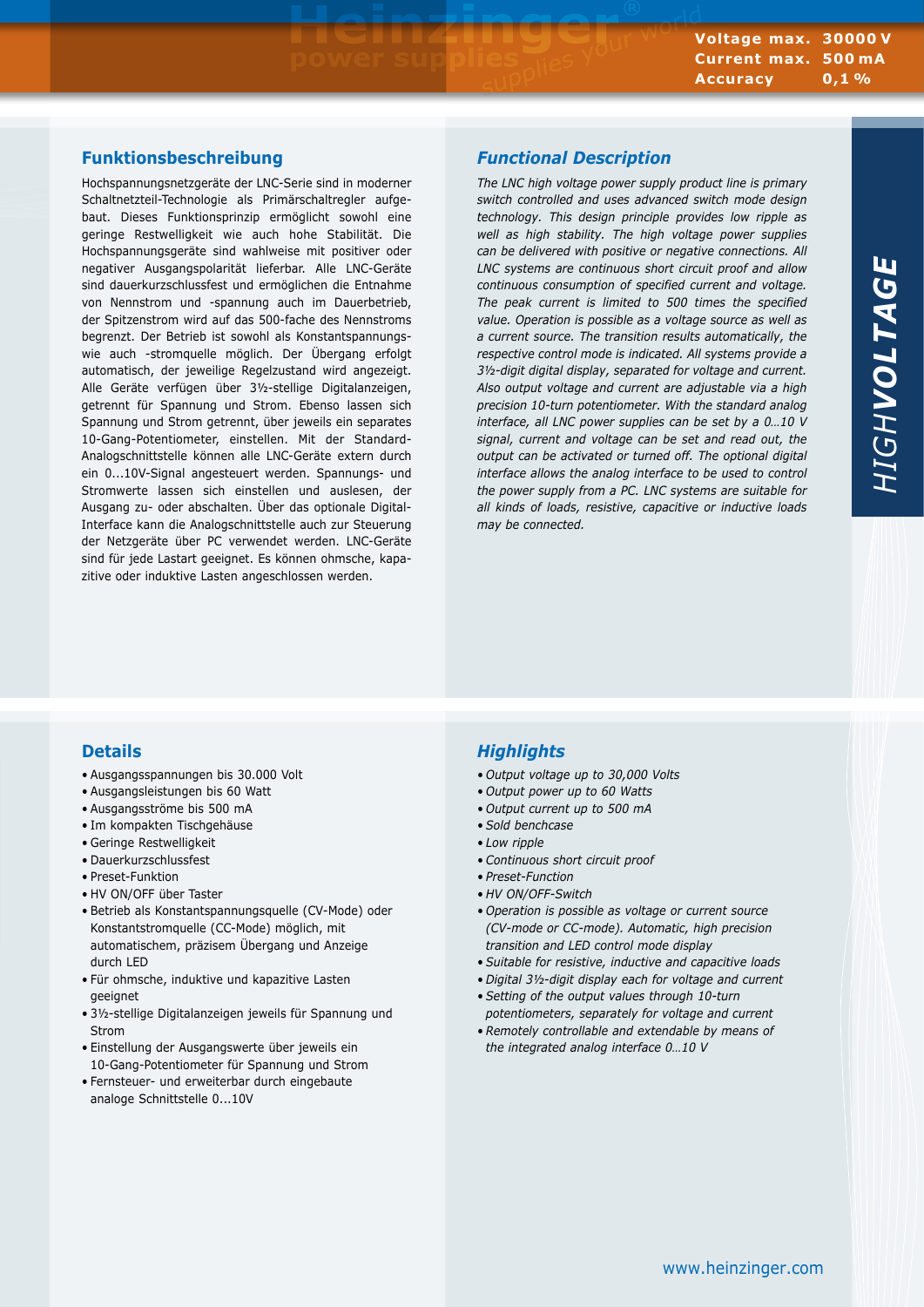## Funktionsbeschreibung

Hochspannungsnetzgeräte der LNC-Serie sind in moderner Schaltnetzteil-Technologie als Primärschaltregler aufgebaut. Dieses Funktionsprinzip ermöglicht sowohl eine geringe Restwelligkeit wie auch hohe Stabilität. Die Hochspannungsgeräte sind wahlweise mit positiver oder negativer Ausgangspolarität lieferbar. Alle LNC-Geräte sind dauerkurzschlussfest und ermöglichen die Entnahme von Nennstrom und -spannung auch im Dauerbetrieb, der Spitzenstrom wird auf das 500-fache des Nennstroms begrenzt. Der Betrieb ist sowohl als Konstantspannungs- wie auch -stromquelle möglich. Der Übergang erfolgt automatisch, der jeweilige Regelzustand wird angezeigt. Alle Geräte verfügen über 3½-stellige Digitalanzeigen, getrennt für Spannung und Strom. Ebenso lassen sich Spannung und Strom getrennt, über jeweils ein separates 10-Gang-Potentiometer, einstellen. Mit der Standard-Analogschnittstelle können alle LNC-Geräte extern durch ein 0...10V-Signal angesteuert werden. Spannungs- und Stromwerte lassen sich einstellen und auslesen, der Ausgang zu- oder abschalten. Über das optionale Digital-Interface kann die Analogschnittstelle auch zur Steuerung der Netzgeräte über PC verwendet werden. LNC-Geräte sind für jede Lastart geeignet. Es können ohmsche, kapazitive oder induktive Lasten angeschlossen werden.

## *Functional Description*

*The LNC high voltage power supply product line is primary switch controlled and uses advanced switch mode design technology. This design principle provides low ripple as well as high stability. The high voltage power supplies can be delivered with positive or negative connections. All LNC systems are continuous short circuit proof and allow continuous consumption of specified current and voltage. The peak current is limited to 500 times the specified value. Operation is possible as a voltage source as well as a current source. The transition results automatically, the respective control mode is indicated. All systems provide a 3½-digit digital display, separated for voltage and current. Also output voltage and current are adjustable via a high precision 10-turn potentiometer. With the standard analog interface, all LNC power supplies can be set by a 0…10 V signal, current and voltage can be set and read out, the output can be activated or turned off. The optional digital interface allows the analog interface to be used to control the power supply from a PC. LNC systems are suitable for all kinds of loads, resistive, capacitive or inductive loads may be connected.*

## Details

- Ausgangsspannungen bis 30.000 Volt
- Ausgangsleistungen bis 60 Watt
- Ausgangsströme bis 500 mA
- Im kompakten Tischgehäuse
- Geringe Restwelligkeit
- Dauerkurzschlussfest
- Preset-Funktion
- HV ON/OFF über Taster
- Betrieb als Konstantspannungsquelle (CV-Mode) oder Konstantstromquelle (CC-Mode) möglich, mit automatischem, präzisem Übergang und Anzeige durch LED
- Für ohmsche, induktive und kapazitive Lasten geeignet
- 3½-stellige Digitalanzeigen jeweils für Spannung und Strom
- Einstellung der Ausgangswerte über jeweils ein 10-Gang-Potentiometer für Spannung und Strom
- Fernsteuer- und erweiterbar durch eingebaute analoge Schnittstelle 0...10V

## *Highlights*

- *Output voltage up to 30,000 Volts*
- *Output power up to 60 Watts*
- *Output current up to 500 mA*
- *Sold benchcase*
- *Low ripple*
- *Continuous short circuit proof*
- *Preset-Function*
- *HV ON/OFF-Switch*
- *Operation is possible as voltage or current source (CV-mode or CC-mode). Automatic, high precision transition and LED control mode display*
- *Suitable for resistive, inductive and capacitive loads*
- *Digital 3½-digit display each for voltage and current*
- *Setting of the output values through 10-turn potentiometers, separately for voltage and current*
- *Remotely controllable and extendable by means of the integrated analog interface 0…10 V*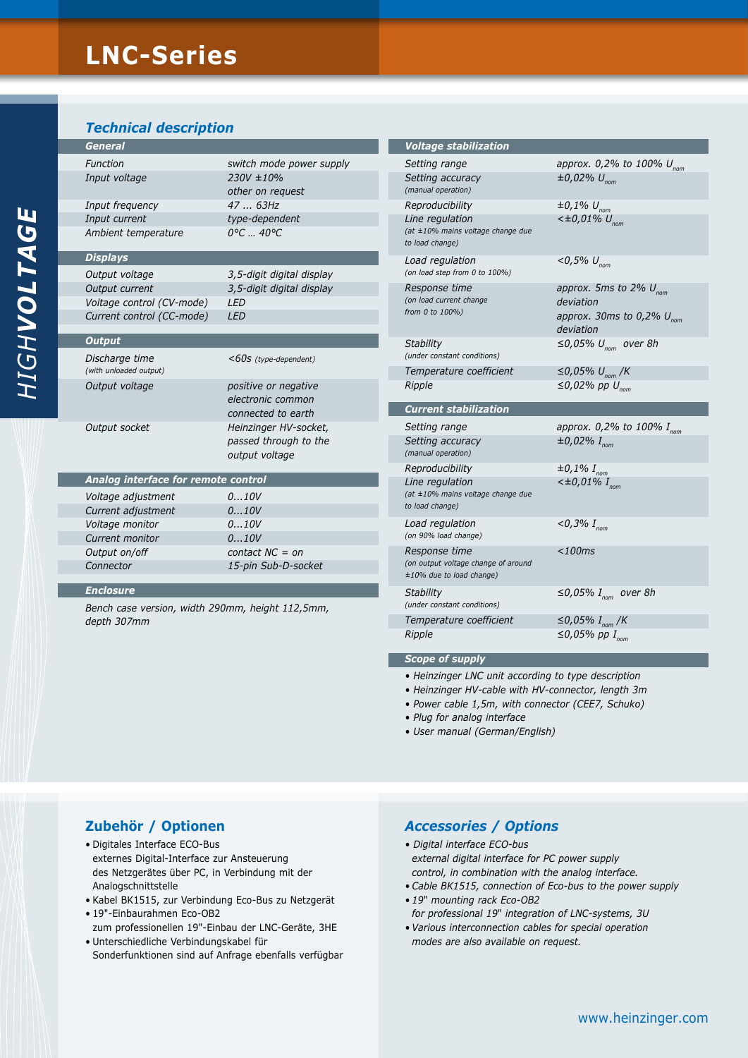# LNC-Series

HIGHVOLTAGE

## Technical description

| General | |
|---|---|
| Function | switch mode power supply |
| Input voltage | 230V ±10%<br>other on request |
| Input frequency | 47 ... 63Hz |
| Input current | type-dependent |
| Ambient temperature | 0°C … 40°C |

| Displays | |
|---|---|
| Output voltage | 3,5-digit digital display |
| Output current | 3,5-digit digital display |
| Voltage control (CV-mode) | LED |
| Current control (CC-mode) | LED |

| Output | |
|---|---|
| Discharge time (with unloaded output) | <60s (type-dependent) |
| Output voltage | positive or negative electronic common connected to earth |
| Output socket | Heinzinger HV-socket, passed through to the output voltage |

| Analog interface for remote control | |
|---|---|
| Voltage adjustment | 0...10V |
| Current adjustment | 0...10V |
| Voltage monitor | 0...10V |
| Current monitor | 0...10V |
| Output on/off | contact NC = on |
| Connector | 15-pin Sub-D-socket |

**Enclosure**

Bench case version, width 290mm, height 112,5mm, depth 307mm

| Voltage stabilization | |
|---|---|
| Setting range | approx. 0,2% to 100% $U_{nom}$ |
| Setting accuracy (manual operation) | ±0,02% $U_{nom}$ |
| Reproducibility | ±0,1% $U_{nom}$ |
| Line regulation (at ±10% mains voltage change due to load change) | <±0,01% $U_{nom}$ |
| Load regulation (on load step from 0 to 100%) | <0,5% $U_{nom}$ |
| Response time (on load current change from 0 to 100%) | approx. 5ms to 2% $U_{nom}$ deviation<br>approx. 30ms to 0,2% $U_{nom}$ deviation |
| Stability (under constant conditions) | ≤0,05% $U_{nom}$ over 8h |
| Temperature coefficient | ≤0,05% $U_{nom}$ /K |
| Ripple | ≤0,02% pp $U_{nom}$ |

| Current stabilization | |
|---|---|
| Setting range | approx. 0,2% to 100% $I_{nom}$ |
| Setting accuracy (manual operation) | ±0,02% $I_{nom}$ |
| Reproducibility | ±0,1% $I_{nom}$ |
| Line regulation (at ±10% mains voltage change due to load change) | <±0,01% $I_{nom}$ |
| Load regulation (on 90% load change) | <0,3% $I_{nom}$ |
| Response time (on output voltage change of around ±10% due to load change) | <100ms |
| Stability (under constant conditions) | ≤0,05% $I_{nom}$ over 8h |
| Temperature coefficient | ≤0,05% $I_{nom}$ /K |
| Ripple | ≤0,05% pp $I_{nom}$ |

**Scope of supply**

- Heinzinger LNC unit according to type description
- Heinzinger HV-cable with HV-connector, length 3m
- Power cable 1,5m, with connector (CEE7, Schuko)
- Plug for analog interface
- User manual (German/English)

## Zubehör / Optionen

- Digitales Interface ECO-Bus
  externes Digital-Interface zur Ansteuerung des Netzgerätes über PC, in Verbindung mit der Analogschnittstelle
- Kabel BK1515, zur Verbindung Eco-Bus zu Netzgerät
- 19"-Einbaurahmen Eco-OB2
  zum professionellen 19"-Einbau der LNC-Geräte, 3HE
- Unterschiedliche Verbindungskabel für Sonderfunktionen sind auf Anfrage ebenfalls verfügbar

## Accessories / Options

- Digital interface ECO-bus
  external digital interface for PC power supply control, in combination with the analog interface.
- Cable BK1515, connection of Eco-bus to the power supply
- 19" mounting rack Eco-OB2
  for professional 19" integration of LNC-systems, 3U
- Various interconnection cables for special operation modes are also available on request.

www.heinzinger.com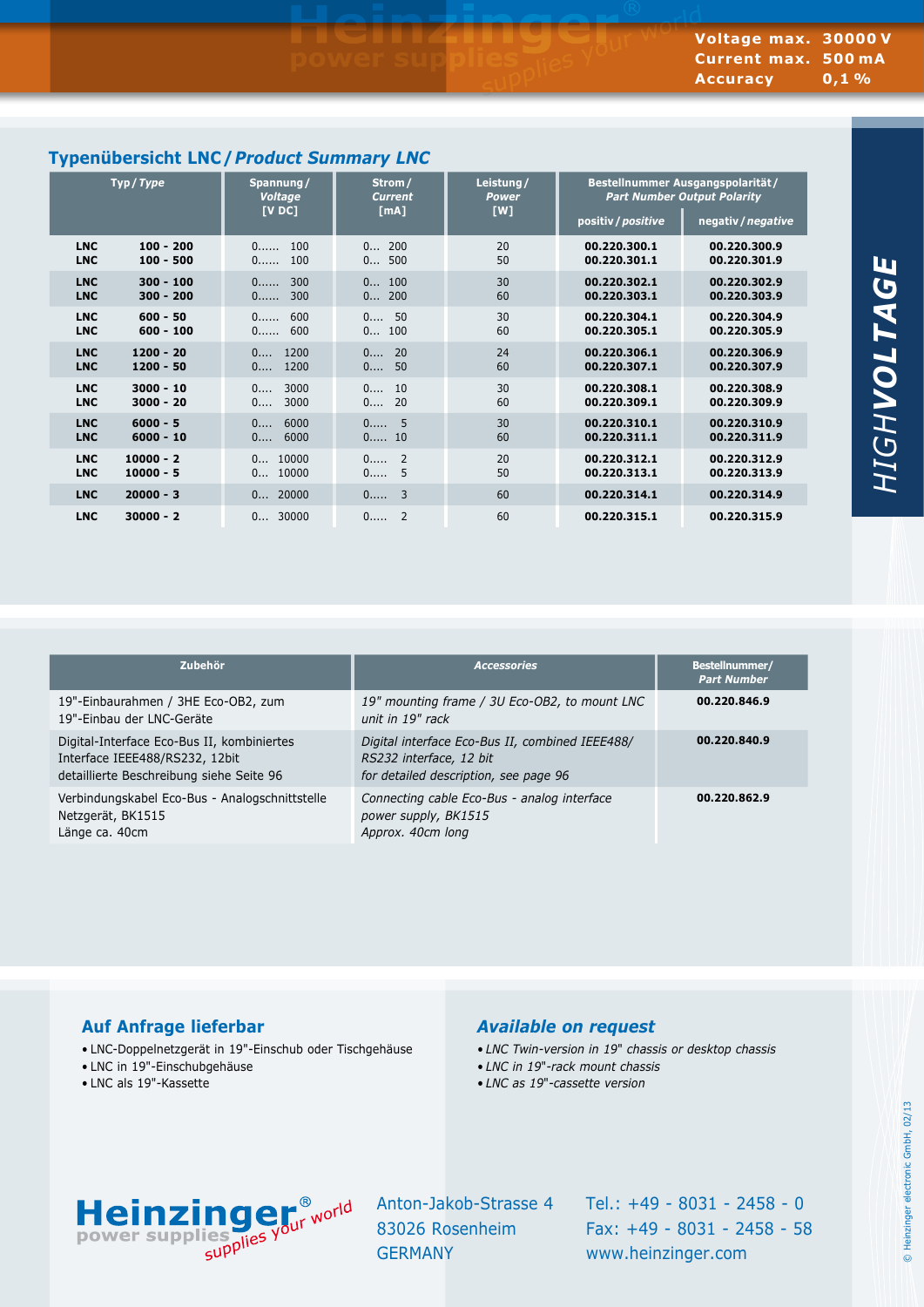Voltage max. 30000 V
Current max. 500 mA
Accuracy 0,1 %

## Typenübersicht LNC / *Product Summary LNC*

| Typ / *Type* | | Spannung / *Voltage* [V DC] | Strom / *Current* [mA] | Leistung / *Power* [W] | Bestellnummer Ausgangspolarität / *Part Number Output Polarity* | |
|---|---|---|---|---|---|---|
| | | | | | positiv / *positive* | negativ / *negative* |
| LNC | 100 - 200 | 0...... 100 | 0... 200 | 20 | 00.220.300.1 | 00.220.300.9 |
| LNC | 100 - 500 | 0...... 100 | 0... 500 | 50 | 00.220.301.1 | 00.220.301.9 |
| LNC | 300 - 100 | 0...... 300 | 0... 100 | 30 | 00.220.302.1 | 00.220.302.9 |
| LNC | 300 - 200 | 0...... 300 | 0... 200 | 60 | 00.220.303.1 | 00.220.303.9 |
| LNC | 600 - 50 | 0...... 600 | 0.... 50 | 30 | 00.220.304.1 | 00.220.304.9 |
| LNC | 600 - 100 | 0...... 600 | 0... 100 | 60 | 00.220.305.1 | 00.220.305.9 |
| LNC | 1200 - 20 | 0.... 1200 | 0.... 20 | 24 | 00.220.306.1 | 00.220.306.9 |
| LNC | 1200 - 50 | 0.... 1200 | 0.... 50 | 60 | 00.220.307.1 | 00.220.307.9 |
| LNC | 3000 - 10 | 0.... 3000 | 0.... 10 | 30 | 00.220.308.1 | 00.220.308.9 |
| LNC | 3000 - 20 | 0.... 3000 | 0.... 20 | 60 | 00.220.309.1 | 00.220.309.9 |
| LNC | 6000 - 5 | 0.... 6000 | 0..... 5 | 30 | 00.220.310.1 | 00.220.310.9 |
| LNC | 6000 - 10 | 0.... 6000 | 0..... 10 | 60 | 00.220.311.1 | 00.220.311.9 |
| LNC | 10000 - 2 | 0... 10000 | 0..... 2 | 20 | 00.220.312.1 | 00.220.312.9 |
| LNC | 10000 - 5 | 0... 10000 | 0..... 5 | 50 | 00.220.313.1 | 00.220.313.9 |
| LNC | 20000 - 3 | 0... 20000 | 0..... 3 | 60 | 00.220.314.1 | 00.220.314.9 |
| LNC | 30000 - 2 | 0... 30000 | 0..... 2 | 60 | 00.220.315.1 | 00.220.315.9 |

HIGH**VOLTAGE**

| Zubehör | *Accessories* | Bestellnummer/ *Part Number* |
|---|---|---|
| 19"-Einbaurahmen / 3HE Eco-OB2, zum 19"-Einbau der LNC-Geräte | *19" mounting frame / 3U Eco-OB2, to mount LNC unit in 19" rack* | **00.220.846.9** |
| Digital-Interface Eco-Bus II, kombiniertes Interface IEEE488/RS232, 12bit detaillierte Beschreibung siehe Seite 96 | *Digital interface Eco-Bus II, combined IEEE488/ RS232 interface, 12 bit for detailed description, see page 96* | **00.220.840.9** |
| Verbindungskabel Eco-Bus - Analogschnittstelle Netzgerät, BK1515 Länge ca. 40cm | *Connecting cable Eco-Bus - analog interface power supply, BK1515 Approx. 40cm long* | **00.220.862.9** |

## Auf Anfrage lieferbar

- LNC-Doppelnetzgerät in 19"-Einschub oder Tischgehäuse
- LNC in 19"-Einschubgehäuse
- LNC als 19"-Kassette

## *Available on request*

- *LNC Twin-version in 19" chassis or desktop chassis*
- *LNC in 19"-rack mount chassis*
- *LNC as 19"-cassette version*

Heinzinger® power supplies *supplies your world*

Anton-Jakob-Strasse 4
83026 Rosenheim
GERMANY

Tel.: +49 - 8031 - 2458 - 0
Fax: +49 - 8031 - 2458 - 58
www.heinzinger.com

© Heinzinger electronic GmbH, 02/13